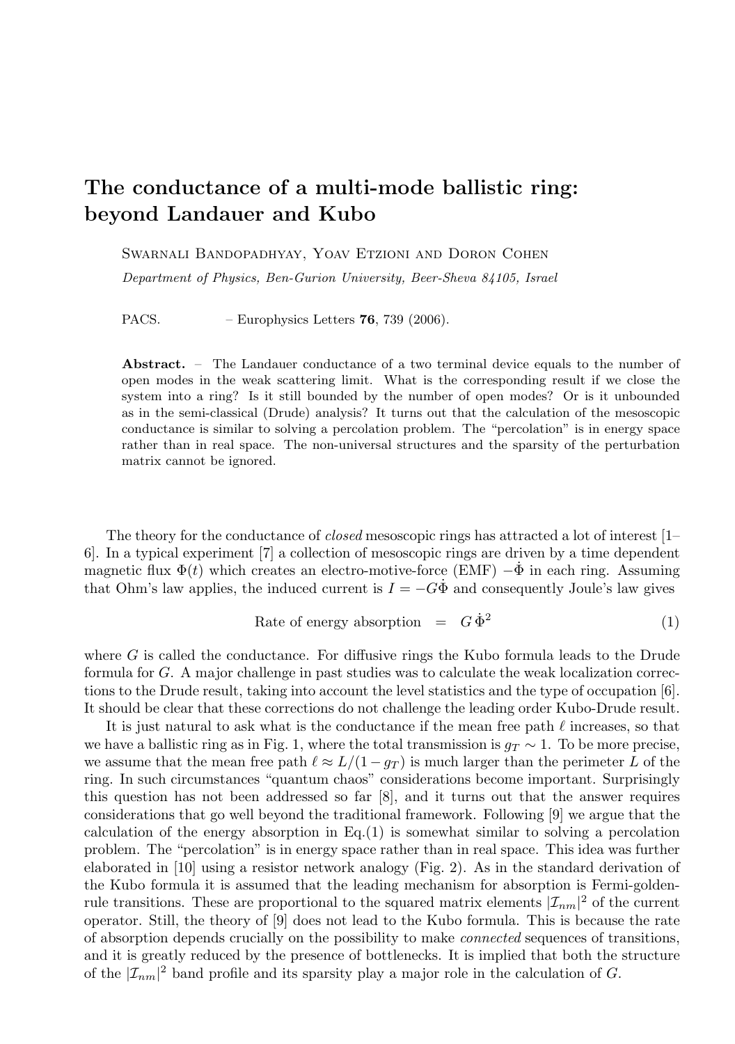# The conductance of a multi-mode ballistic ring: beyond Landauer and Kubo

Swarnali Bandopadhyay, Yoav Etzioni and Doron Cohen

*Department of Physics, Ben-Gurion University, Beer-Sheva 84105, Israel*

PACS. – Europhysics Letters **76**, 739 (2006).

**Abstract.** – The Landauer conductance of a two terminal device equals to the number of open modes in the weak scattering limit. What is the corresponding result if we close the system into a ring? Is it still bounded by the number of open modes? Or is it unbounded as in the semi-classical (Drude) analysis? It turns out that the calculation of the mesoscopic conductance is similar to solving a percolation problem. The "percolation" is in energy space rather than in real space. The non-universal structures and the sparsity of the perturbation matrix cannot be ignored.

The theory for the conductance of *closed* mesoscopic rings has attracted a lot of interest [1–6]. In a typical experiment [7] a collection of mesoscopic rings are driven by a time dependent magnetic flux $\Phi(t)$ which creates an electro-motive-force (EMF) $-\dot{\Phi}$ in each ring. Assuming that Ohm's law applies, the induced current is $I = -G\dot{\Phi}$ and consequently Joule's law gives

$$\text{Rate of energy absorption} \quad = \quad G\,\dot{\Phi}^2 \tag{1}$$

where $G$ is called the conductance. For diffusive rings the Kubo formula leads to the Drude formula for $G$. A major challenge in past studies was to calculate the weak localization corrections to the Drude result, taking into account the level statistics and the type of occupation [6]. It should be clear that these corrections do not challenge the leading order Kubo-Drude result.

It is just natural to ask what is the conductance if the mean free path $\ell$ increases, so that we have a ballistic ring as in Fig. 1, where the total transmission is $g_T \sim 1$. To be more precise, we assume that the mean free path $\ell \approx L/(1-g_T)$ is much larger than the perimeter $L$ of the ring. In such circumstances "quantum chaos" considerations become important. Surprisingly this question has not been addressed so far [8], and it turns out that the answer requires considerations that go well beyond the traditional framework. Following [9] we argue that the calculation of the energy absorption in Eq.(1) is somewhat similar to solving a percolation problem. The "percolation" is in energy space rather than in real space. This idea was further elaborated in [10] using a resistor network analogy (Fig. 2). As in the standard derivation of the Kubo formula it is assumed that the leading mechanism for absorption is Fermi-golden-rule transitions. These are proportional to the squared matrix elements $|\mathcal{I}_{nm}|^2$ of the current operator. Still, the theory of [9] does not lead to the Kubo formula. This is because the rate of absorption depends crucially on the possibility to make *connected* sequences of transitions, and it is greatly reduced by the presence of bottlenecks. It is implied that both the structure of the $|\mathcal{I}_{nm}|^2$ band profile and its sparsity play a major role in the calculation of $G$.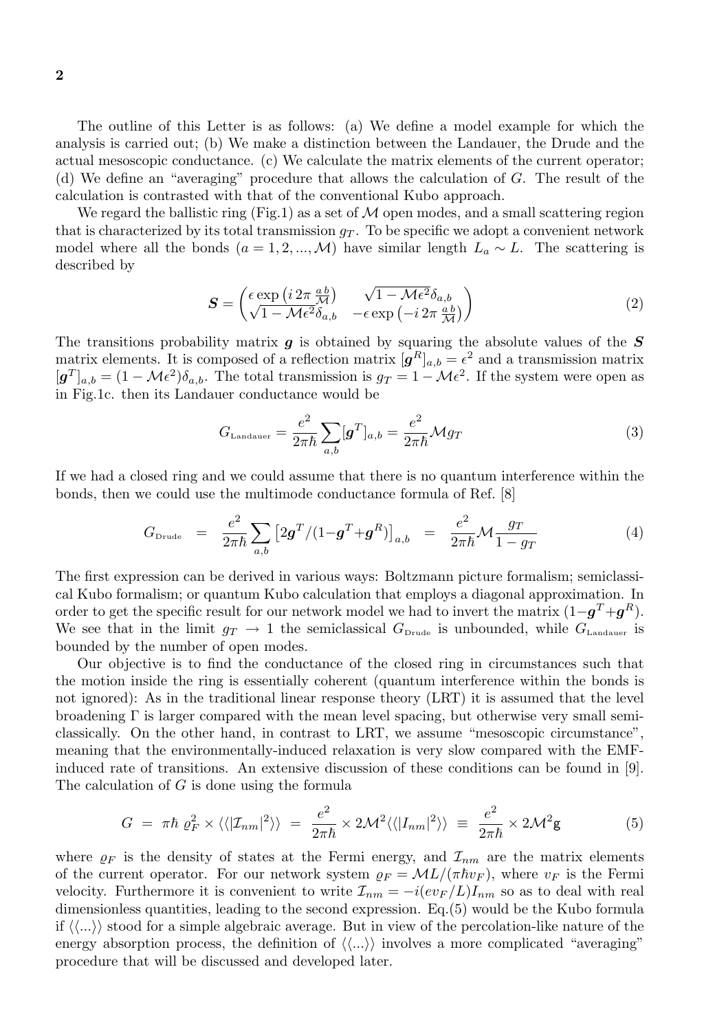The outline of this Letter is as follows: (a) We define a model example for which the analysis is carried out; (b) We make a distinction between the Landauer, the Drude and the actual mesoscopic conductance. (c) We calculate the matrix elements of the current operator; (d) We define an "averaging" procedure that allows the calculation of $G$. The result of the calculation is contrasted with that of the conventional Kubo approach.

We regard the ballistic ring (Fig.1) as a set of $\mathcal{M}$ open modes, and a small scattering region that is characterized by its total transmission $g_T$. To be specific we adopt a convenient network model where all the bonds ($a = 1, 2, ..., \mathcal{M}$) have similar length $L_a \sim L$. The scattering is described by

$$
\boldsymbol{S} = \begin{pmatrix} \epsilon \exp\left(i\, 2\pi\, \frac{a\, b}{\mathcal{M}}\right) & \sqrt{1-\mathcal{M}\epsilon^2}\delta_{a,b} \\ \sqrt{1-\mathcal{M}\epsilon^2}\delta_{a,b} & -\epsilon \exp\left(-i\, 2\pi\, \frac{a\, b}{\mathcal{M}}\right) \end{pmatrix} \tag{2}
$$

The transitions probability matrix $\boldsymbol{g}$ is obtained by squaring the absolute values of the $\boldsymbol{S}$ matrix elements. It is composed of a reflection matrix $[\boldsymbol{g}^R]_{a,b} = \epsilon^2$ and a transmission matrix $[\boldsymbol{g}^T]_{a,b} = (1-\mathcal{M}\epsilon^2)\delta_{a,b}$. The total transmission is $g_T = 1 - \mathcal{M}\epsilon^2$. If the system were open as in Fig.1c. then its Landauer conductance would be

$$
G_{\text{Landauer}} = \frac{e^2}{2\pi\hbar} \sum_{a,b} [\boldsymbol{g}^T]_{a,b} = \frac{e^2}{2\pi\hbar} \mathcal{M} g_T \tag{3}
$$

If we had a closed ring and we could assume that there is no quantum interference within the bonds, then we could use the multimode conductance formula of Ref. [8]

$$
G_{\text{Drude}} \;=\; \frac{e^2}{2\pi\hbar} \sum_{a,b} \left[2\boldsymbol{g}^T/(1-\boldsymbol{g}^T+\boldsymbol{g}^R)\right]_{a,b} \;=\; \frac{e^2}{2\pi\hbar} \mathcal{M} \frac{g_T}{1-g_T} \tag{4}
$$

The first expression can be derived in various ways: Boltzmann picture formalism; semiclassical Kubo formalism; or quantum Kubo calculation that employs a diagonal approximation. In order to get the specific result for our network model we had to invert the matrix $(1-\boldsymbol{g}^T+\boldsymbol{g}^R)$. We see that in the limit $g_T \to 1$ the semiclassical $G_{\text{Drude}}$ is unbounded, while $G_{\text{Landauer}}$ is bounded by the number of open modes.

Our objective is to find the conductance of the closed ring in circumstances such that the motion inside the ring is essentially coherent (quantum interference within the bonds is not ignored): As in the traditional linear response theory (LRT) it is assumed that the level broadening $\Gamma$ is larger compared with the mean level spacing, but otherwise very small semiclassically. On the other hand, in contrast to LRT, we assume "mesoscopic circumstance", meaning that the environmentally-induced relaxation is very slow compared with the EMF-induced rate of transitions. An extensive discussion of these conditions can be found in [9]. The calculation of $G$ is done using the formula

$$
G \;=\; \pi\hbar\, \varrho_F^2 \times \langle\langle|\mathcal{I}_{nm}|^2\rangle\rangle \;=\; \frac{e^2}{2\pi\hbar} \times 2\mathcal{M}^2 \langle\langle|I_{nm}|^2\rangle\rangle \;\equiv\; \frac{e^2}{2\pi\hbar} \times 2\mathcal{M}^2 \mathsf{g} \tag{5}
$$

where $\varrho_F$ is the density of states at the Fermi energy, and $\mathcal{I}_{nm}$ are the matrix elements of the current operator. For our network system $\varrho_F = \mathcal{M}L/(\pi\hbar v_F)$, where $v_F$ is the Fermi velocity. Furthermore it is convenient to write $\mathcal{I}_{nm} = -i(ev_F/L)I_{nm}$ so as to deal with real dimensionless quantities, leading to the second expression. Eq.(5) would be the Kubo formula if $\langle\langle ... \rangle\rangle$ stood for a simple algebraic average. But in view of the percolation-like nature of the energy absorption process, the definition of $\langle\langle ... \rangle\rangle$ involves a more complicated "averaging" procedure that will be discussed and developed later.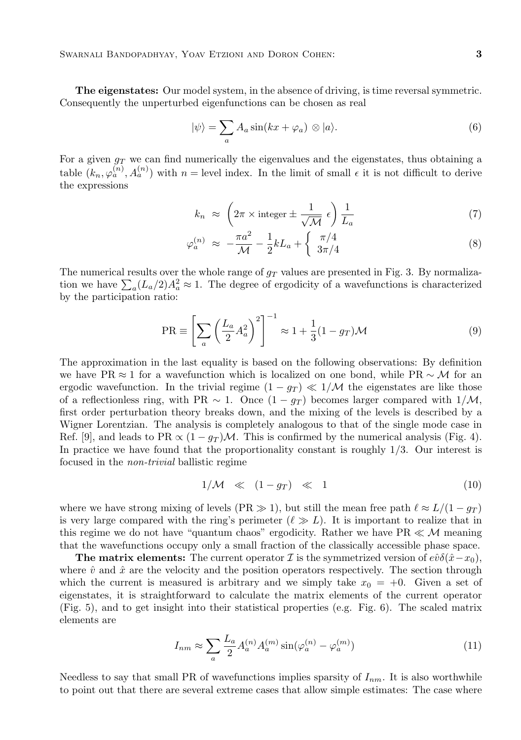**The eigenstates:** Our model system, in the absence of driving, is time reversal symmetric. Consequently the unperturbed eigenfunctions can be chosen as real

$$|\psi\rangle = \sum_a A_a \sin(kx + \varphi_a) \otimes |a\rangle. \tag{6}$$

For a given $g_T$ we can find numerically the eigenvalues and the eigenstates, thus obtaining a table $(k_n, \varphi_a^{(n)}, A_a^{(n)})$ with $n =$ level index. In the limit of small $\epsilon$ it is not difficult to derive the expressions

$$k_n \;\approx\; \left(2\pi \times \text{integer} \pm \frac{1}{\sqrt{\mathcal{M}}}\,\epsilon\right)\frac{1}{L_a} \tag{7}$$

$$\varphi_a^{(n)} \;\approx\; -\frac{\pi a^2}{\mathcal{M}} - \frac{1}{2}kL_a + \left\{ \begin{array}{c} \pi/4 \\ 3\pi/4 \end{array} \right. \tag{8}$$

The numerical results over the whole range of $g_T$ values are presented in Fig. 3. By normalization we have $\sum_a (L_a/2)A_a^2 \approx 1$. The degree of ergodicity of a wavefunctions is characterized by the participation ratio:

$$\text{PR} \equiv \left[\sum_a \left(\frac{L_a}{2}A_a^2\right)^2\right]^{-1} \approx 1 + \frac{1}{3}(1-g_T)\mathcal{M} \tag{9}$$

The approximation in the last equality is based on the following observations: By definition we have $\text{PR} \approx 1$ for a wavefunction which is localized on one bond, while $\text{PR} \sim \mathcal{M}$ for an ergodic wavefunction. In the trivial regime $(1-g_T) \ll 1/\mathcal{M}$ the eigenstates are like those of a reflectionless ring, with $\text{PR} \sim 1$. Once $(1-g_T)$ becomes larger compared with $1/\mathcal{M}$, first order perturbation theory breaks down, and the mixing of the levels is described by a Wigner Lorentzian. The analysis is completely analogous to that of the single mode case in Ref. [9], and leads to $\text{PR} \propto (1-g_T)\mathcal{M}$. This is confirmed by the numerical analysis (Fig. 4). In practice we have found that the proportionality constant is roughly $1/3$. Our interest is focused in the *non-trivial* ballistic regime

$$1/\mathcal{M} \;\ll\; (1-g_T) \;\ll\; 1 \tag{10}$$

where we have strong mixing of levels ($\text{PR} \gg 1$), but still the mean free path $\ell \approx L/(1-g_T)$ is very large compared with the ring's perimeter ($\ell \gg L$). It is important to realize that in this regime we do not have "quantum chaos" ergodicity. Rather we have $\text{PR} \ll \mathcal{M}$ meaning that the wavefunctions occupy only a small fraction of the classically accessible phase space.

**The matrix elements:** The current operator $\mathcal{I}$ is the symmetrized version of $e\hat{v}\delta(\hat{x}-x_0)$, where $\hat{v}$ and $\hat{x}$ are the velocity and the position operators respectively. The section through which the current is measured is arbitrary and we simply take $x_0 = +0$. Given a set of eigenstates, it is straightforward to calculate the matrix elements of the current operator (Fig. 5), and to get insight into their statistical properties (e.g. Fig. 6). The scaled matrix elements are

$$I_{nm} \approx \sum_a \frac{L_a}{2} A_a^{(n)} A_a^{(m)} \sin(\varphi_a^{(n)} - \varphi_a^{(m)}) \tag{11}$$

Needless to say that small PR of wavefunctions implies sparsity of $I_{nm}$. It is also worthwhile to point out that there are several extreme cases that allow simple estimates: The case where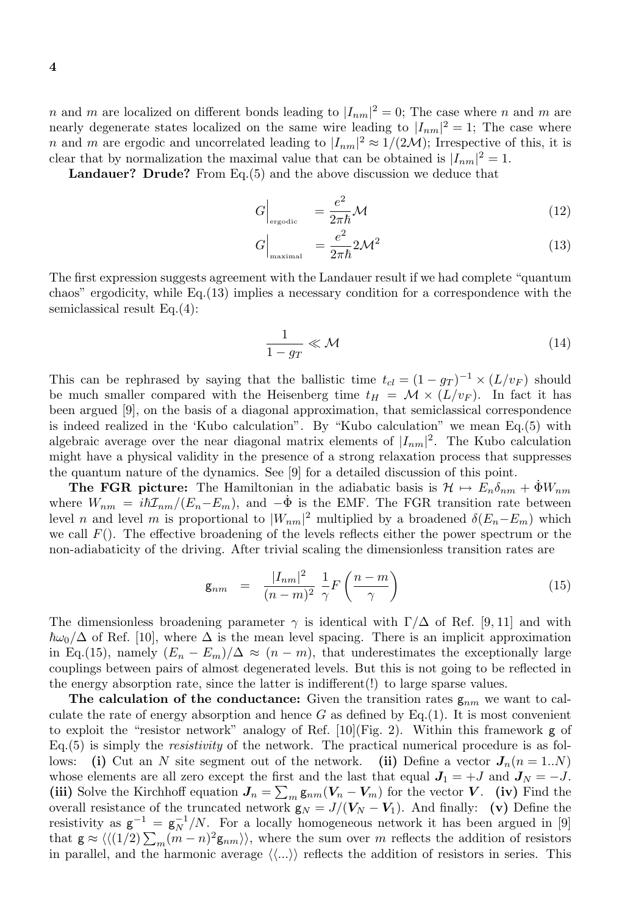$n$ and $m$ are localized on different bonds leading to $|I_{nm}|^2 = 0$; The case where $n$ and $m$ are nearly degenerate states localized on the same wire leading to $|I_{nm}|^2 = 1$; The case where $n$ and $m$ are ergodic and uncorrelated leading to $|I_{nm}|^2 \approx 1/(2\mathcal{M})$; Irrespective of this, it is clear that by normalization the maximal value that can be obtained is $|I_{nm}|^2 = 1$.

**Landauer? Drude?** From Eq.(5) and the above discussion we deduce that

$$G\Big|_{\text{ergodic}} = \frac{e^2}{2\pi\hbar}\mathcal{M} \tag{12}$$

$$G\Big|_{\text{maximal}} = \frac{e^2}{2\pi\hbar}2\mathcal{M}^2 \tag{13}$$

The first expression suggests agreement with the Landauer result if we had complete "quantum chaos" ergodicity, while Eq.(13) implies a necessary condition for a correspondence with the semiclassical result Eq.(4):

$$\frac{1}{1-g_T} \ll \mathcal{M} \tag{14}$$

This can be rephrased by saying that the ballistic time $t_{cl} = (1-g_T)^{-1} \times (L/v_F)$ should be much smaller compared with the Heisenberg time $t_H = \mathcal{M} \times (L/v_F)$. In fact it has been argued [9], on the basis of a diagonal approximation, that semiclassical correspondence is indeed realized in the 'Kubo calculation". By "Kubo calculation" we mean Eq.(5) with algebraic average over the near diagonal matrix elements of $|I_{nm}|^2$. The Kubo calculation might have a physical validity in the presence of a strong relaxation process that suppresses the quantum nature of the dynamics. See [9] for a detailed discussion of this point.

**The FGR picture:** The Hamiltonian in the adiabatic basis is $\mathcal{H} \mapsto E_n\delta_{nm} + \dot{\Phi}W_{nm}$ where $W_{nm} = i\hbar\mathcal{I}_{nm}/(E_n - E_m)$, and $-\dot{\Phi}$ is the EMF. The FGR transition rate between level $n$ and level $m$ is proportional to $|W_{nm}|^2$ multiplied by a broadened $\delta(E_n - E_m)$ which we call $F()$. The effective broadening of the levels reflects either the power spectrum or the non-adiabaticity of the driving. After trivial scaling the dimensionless transition rates are

$$\mathsf{g}_{nm} = \frac{|I_{nm}|^2}{(n-m)^2}\,\frac{1}{\gamma}F\left(\frac{n-m}{\gamma}\right) \tag{15}$$

The dimensionless broadening parameter $\gamma$ is identical with $\Gamma/\Delta$ of Ref. [9, 11] and with $\hbar\omega_0/\Delta$ of Ref. [10], where $\Delta$ is the mean level spacing. There is an implicit approximation in Eq.(15), namely $(E_n - E_m)/\Delta \approx (n-m)$, that underestimates the exceptionally large couplings between pairs of almost degenerated levels. But this is not going to be reflected in the energy absorption rate, since the latter is indifferent(!) to large sparse values.

**The calculation of the conductance:** Given the transition rates $\mathsf{g}_{nm}$ we want to calculate the rate of energy absorption and hence $G$ as defined by Eq.(1). It is most convenient to exploit the "resistor network" analogy of Ref. [10](Fig. 2). Within this framework $\mathsf{g}$ of Eq.(5) is simply the *resistivity* of the network. The practical numerical procedure is as follows: **(i)** Cut an $N$ site segment out of the network. **(ii)** Define a vector $\boldsymbol{J}_n(n = 1..N)$ whose elements are all zero except the first and the last that equal $\boldsymbol{J}_1 = +J$ and $\boldsymbol{J}_N = -J$. **(iii)** Solve the Kirchhoff equation $\boldsymbol{J}_n = \sum_m \mathsf{g}_{nm}(\boldsymbol{V}_n - \boldsymbol{V}_m)$ for the vector $\boldsymbol{V}$. **(iv)** Find the overall resistance of the truncated network $\mathsf{g}_N = J/(\boldsymbol{V}_N - \boldsymbol{V}_1)$. And finally: **(v)** Define the resistivity as $\mathsf{g}^{-1} = \mathsf{g}_N^{-1}/N$. For a locally homogeneous network it has been argued in [9] that $\mathsf{g} \approx \langle\langle (1/2)\sum_m (m-n)^2\mathsf{g}_{nm}\rangle\rangle$, where the sum over $m$ reflects the addition of resistors in parallel, and the harmonic average $\langle\langle ... \rangle\rangle$ reflects the addition of resistors in series. This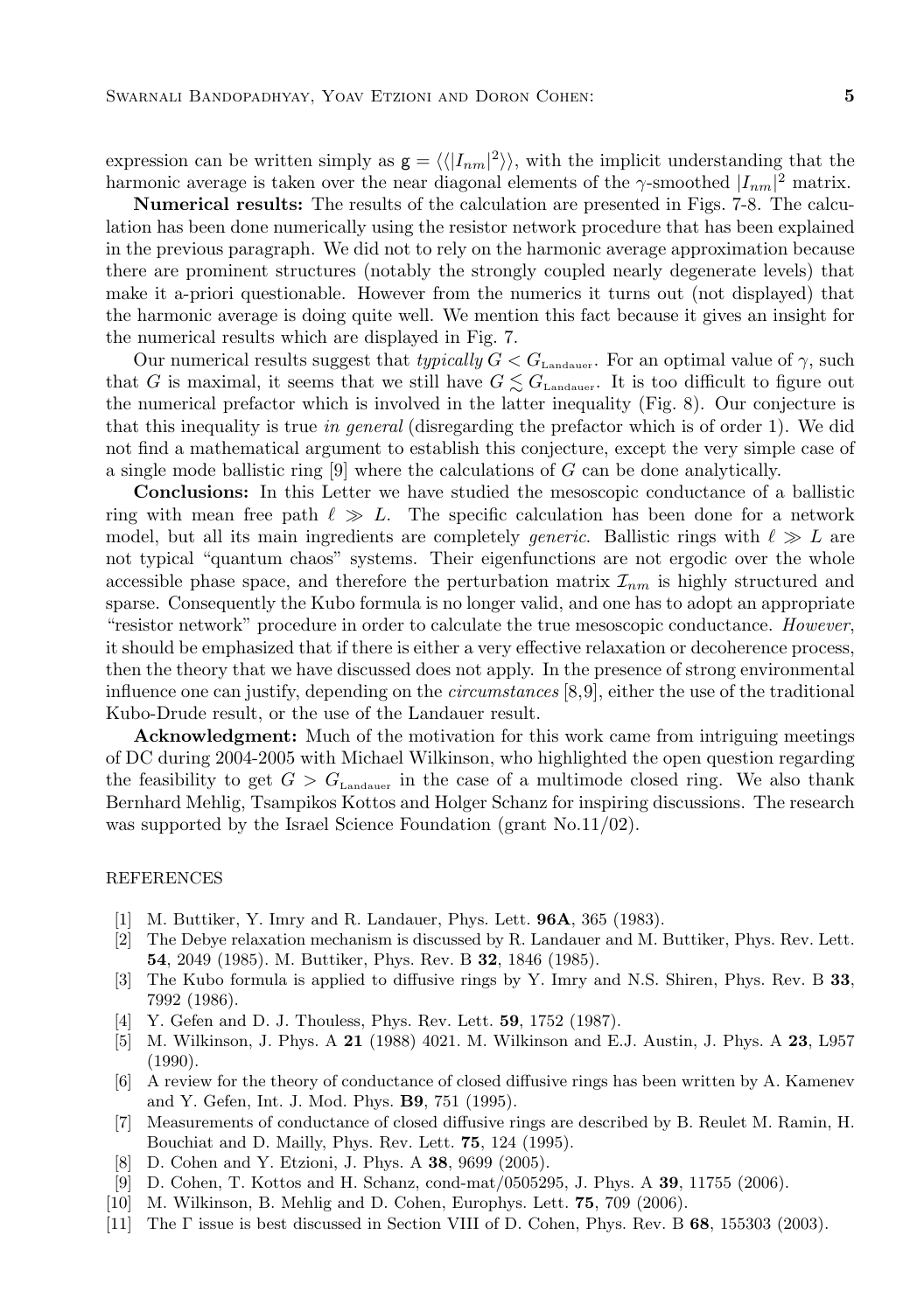expression can be written simply as $\mathsf{g} = \langle\langle |I_{nm}|^2 \rangle\rangle$, with the implicit understanding that the harmonic average is taken over the near diagonal elements of the $\gamma$-smoothed $|I_{nm}|^2$ matrix.

**Numerical results:** The results of the calculation are presented in Figs. 7-8. The calculation has been done numerically using the resistor network procedure that has been explained in the previous paragraph. We did not to rely on the harmonic average approximation because there are prominent structures (notably the strongly coupled nearly degenerate levels) that make it a-priori questionable. However from the numerics it turns out (not displayed) that the harmonic average is doing quite well. We mention this fact because it gives an insight for the numerical results which are displayed in Fig. 7.

Our numerical results suggest that *typically* $G < G_{\text{Landauer}}$. For an optimal value of $\gamma$, such that $G$ is maximal, it seems that we still have $G \lesssim G_{\text{Landauer}}$. It is too difficult to figure out the numerical prefactor which is involved in the latter inequality (Fig. 8). Our conjecture is that this inequality is true *in general* (disregarding the prefactor which is of order 1). We did not find a mathematical argument to establish this conjecture, except the very simple case of a single mode ballistic ring [9] where the calculations of $G$ can be done analytically.

**Conclusions:** In this Letter we have studied the mesoscopic conductance of a ballistic ring with mean free path $\ell \gg L$. The specific calculation has been done for a network model, but all its main ingredients are completely *generic*. Ballistic rings with $\ell \gg L$ are not typical "quantum chaos" systems. Their eigenfunctions are not ergodic over the whole accessible phase space, and therefore the perturbation matrix $\mathcal{I}_{nm}$ is highly structured and sparse. Consequently the Kubo formula is no longer valid, and one has to adopt an appropriate "resistor network" procedure in order to calculate the true mesoscopic conductance. *However*, it should be emphasized that if there is either a very effective relaxation or decoherence process, then the theory that we have discussed does not apply. In the presence of strong environmental influence one can justify, depending on the *circumstances* [8,9], either the use of the traditional Kubo-Drude result, or the use of the Landauer result.

**Acknowledgment:** Much of the motivation for this work came from intriguing meetings of DC during 2004-2005 with Michael Wilkinson, who highlighted the open question regarding the feasibility to get $G > G_{\text{Landauer}}$ in the case of a multimode closed ring. We also thank Bernhard Mehlig, Tsampikos Kottos and Holger Schanz for inspiring discussions. The research was supported by the Israel Science Foundation (grant No.11/02).

## REFERENCES

[1] M. Buttiker, Y. Imry and R. Landauer, Phys. Lett. **96A**, 365 (1983).

[2] The Debye relaxation mechanism is discussed by R. Landauer and M. Buttiker, Phys. Rev. Lett. **54**, 2049 (1985). M. Buttiker, Phys. Rev. B **32**, 1846 (1985).

[3] The Kubo formula is applied to diffusive rings by Y. Imry and N.S. Shiren, Phys. Rev. B **33**, 7992 (1986).

[4] Y. Gefen and D. J. Thouless, Phys. Rev. Lett. **59**, 1752 (1987).

[5] M. Wilkinson, J. Phys. A **21** (1988) 4021. M. Wilkinson and E.J. Austin, J. Phys. A **23**, L957 (1990).

[6] A review for the theory of conductance of closed diffusive rings has been written by A. Kamenev and Y. Gefen, Int. J. Mod. Phys. **B9**, 751 (1995).

[7] Measurements of conductance of closed diffusive rings are described by B. Reulet M. Ramin, H. Bouchiat and D. Mailly, Phys. Rev. Lett. **75**, 124 (1995).

[8] D. Cohen and Y. Etzioni, J. Phys. A **38**, 9699 (2005).

[9] D. Cohen, T. Kottos and H. Schanz, cond-mat/0505295, J. Phys. A **39**, 11755 (2006).

[10] M. Wilkinson, B. Mehlig and D. Cohen, Europhys. Lett. **75**, 709 (2006).

[11] The $\Gamma$ issue is best discussed in Section VIII of D. Cohen, Phys. Rev. B **68**, 155303 (2003).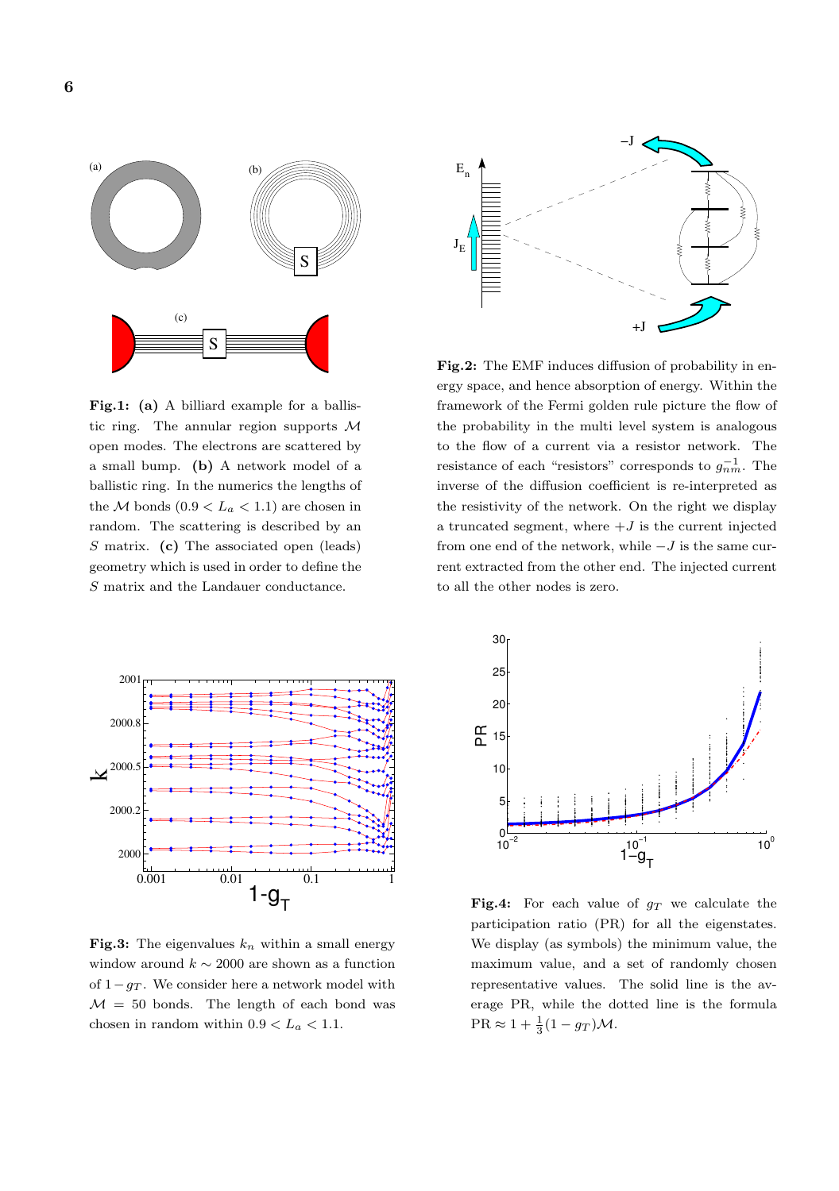**Fig.1:** **(a)** A billiard example for a ballistic ring. The annular region supports $\mathcal{M}$ open modes. The electrons are scattered by a small bump. **(b)** A network model of a ballistic ring. In the numerics the lengths of the $\mathcal{M}$ bonds ($0.9 < L_a < 1.1$) are chosen in random. The scattering is described by an $S$ matrix. **(c)** The associated open (leads) geometry which is used in order to define the $S$ matrix and the Landauer conductance.

**Fig.2:** The EMF induces diffusion of probability in energy space, and hence absorption of energy. Within the framework of the Fermi golden rule picture the flow of the probability in the multi level system is analogous to the flow of a current via a resistor network. The resistance of each "resistors" corresponds to $g_{nm}^{-1}$. The inverse of the diffusion coefficient is re-interpreted as the resistivity of the network. On the right we display a truncated segment, where $+J$ is the current injected from one end of the network, while $-J$ is the same current extracted from the other end. The injected current to all the other nodes is zero.

**Fig.3:** The eigenvalues $k_n$ within a small energy window around $k \sim 2000$ are shown as a function of $1-g_T$. We consider here a network model with $\mathcal{M} = 50$ bonds. The length of each bond was chosen in random within $0.9 < L_a < 1.1$.

**Fig.4:** For each value of $g_T$ we calculate the participation ratio (PR) for all the eigenstates. We display (as symbols) the minimum value, the maximum value, and a set of randomly chosen representative values. The solid line is the average PR, while the dotted line is the formula $\text{PR} \approx 1 + \frac{1}{3}(1 - g_T)\mathcal{M}$.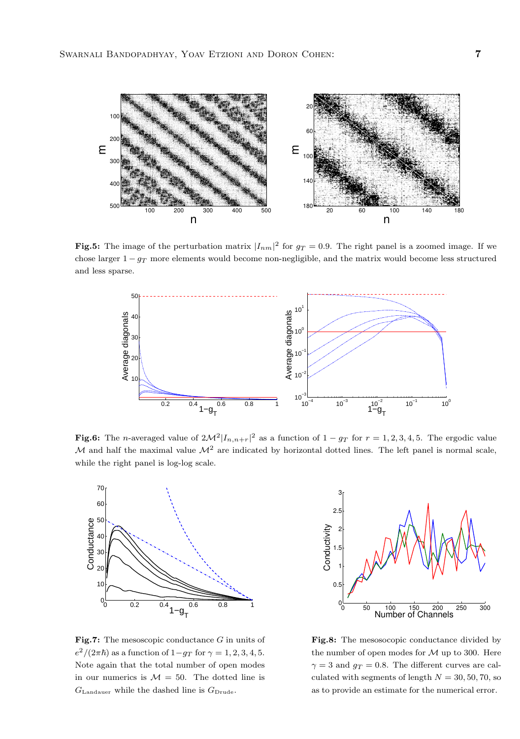m
100
200
300
400
500
100
200
300
400
500
n

m
20
60
100
140
180
20
60
100
140
180
n

**Fig.5:** The image of the perturbation matrix $|I_{nm}|^2$ for $g_T = 0.9$. The right panel is a zoomed image. If we chose larger $1-g_T$ more elements would become non-negligible, and the matrix would become less structured and less sparse.

Average diagonals
50
40
30
20
10
0.2
0.4
0.6
0.8
1
$1-g_T$

Average diagonals
$10^1$
$10^0$
$10^{-1}$
$10^{-2}$
$10^{-3}$
$10^{-4}$
$10^{-3}$
$10^{-2}$
$10^{-1}$
$10^0$
$1-g_T$

**Fig.6:** The $n$-averaged value of $2\mathcal{M}^2|I_{n,n+r}|^2$ as a function of $1-g_T$ for $r=1,2,3,4,5$. The ergodic value $\mathcal{M}$ and half the maximal value $\mathcal{M}^2$ are indicated by horizontal dotted lines. The left panel is normal scale, while the right panel is log-log scale.

Conductance
70
60
50
40
30
20
10
0
0
0.2
0.4
0.6
0.8
1
$1-g_T$

**Fig.7:** The mesoscopic conductance $G$ in units of $e^2/(2\pi\hbar)$ as a function of $1-g_T$ for $\gamma = 1,2,3,4,5$. Note again that the total number of open modes in our numerics is $\mathcal{M} = 50$. The dotted line is $G_{\text{Landauer}}$ while the dashed line is $G_{\text{Drude}}$.

Conductivity
3
2.5
2
1.5
1
0.5
0
0
50
100
150
200
250
300
Number of Channels

**Fig.8:** The mesosocopic conductance divided by the number of open modes for $\mathcal{M}$ up to 300. Here $\gamma = 3$ and $g_T = 0.8$. The different curves are calculated with segments of length $N = 30, 50, 70$, so as to provide an estimate for the numerical error.